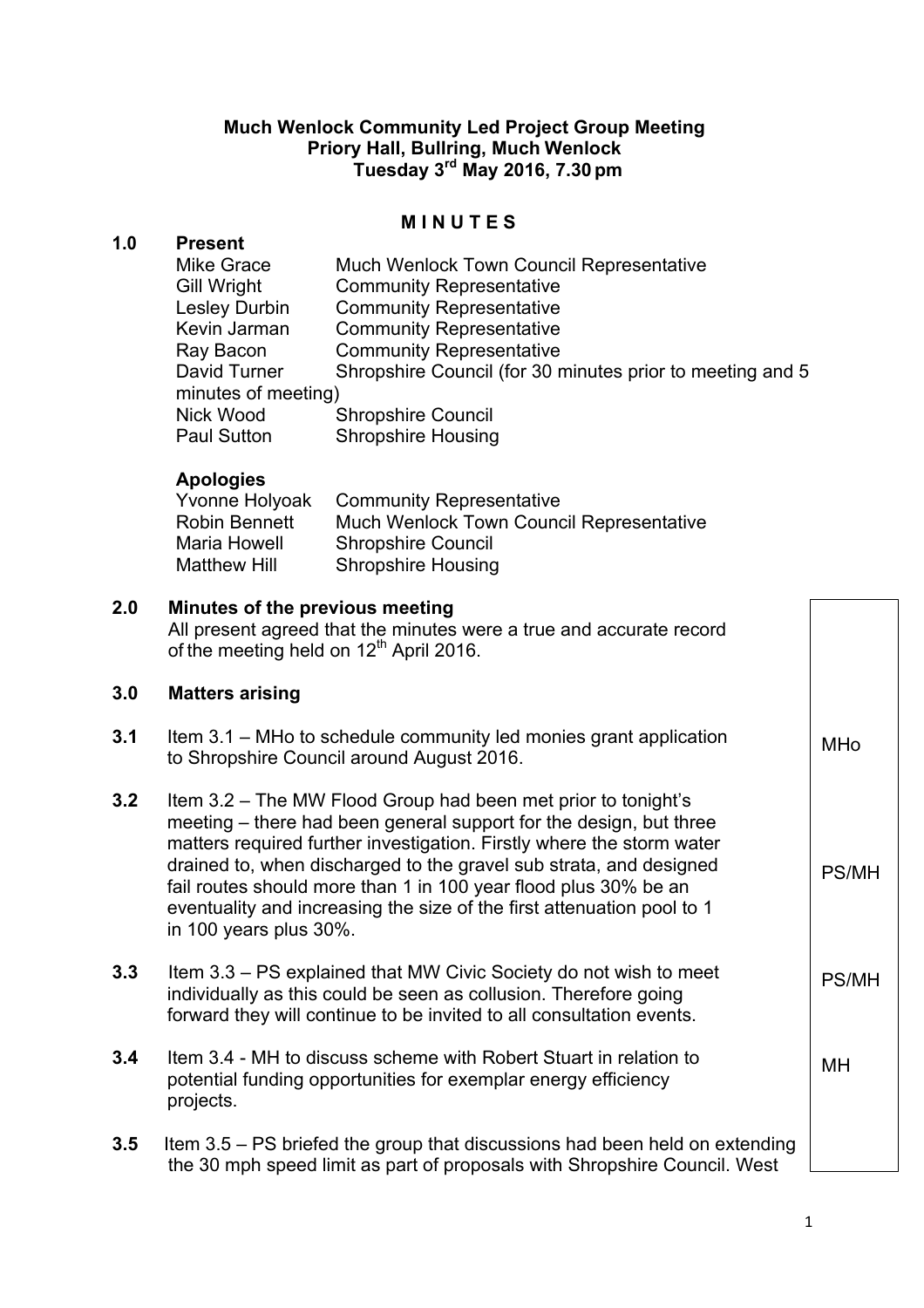**Much Wenlock Community Led Project Group Meeting**
**Priory Hall, Bullring, Much Wenlock**
**Tuesday 3rd May 2016, 7.30 pm**

**M I N U T E S**

**1.0 Present**

| | |
|---|---|
| Mike Grace | Much Wenlock Town Council Representative |
| Gill Wright | Community Representative |
| Lesley Durbin | Community Representative |
| Kevin Jarman | Community Representative |
| Ray Bacon | Community Representative |
| David Turner | Shropshire Council (for 30 minutes prior to meeting and 5 minutes of meeting) |
| Nick Wood | Shropshire Council |
| Paul Sutton | Shropshire Housing |

**Apologies**

| | |
|---|---|
| Yvonne Holyoak | Community Representative |
| Robin Bennett | Much Wenlock Town Council Representative |
| Maria Howell | Shropshire Council |
| Matthew Hill | Shropshire Housing |

**2.0 Minutes of the previous meeting**

All present agreed that the minutes were a true and accurate record of the meeting held on 12th April 2016.

**3.0 Matters arising**

| Item | Details | Action |
|---|---|---|
| **3.1** | Item 3.1 – MHo to schedule community led monies grant application to Shropshire Council around August 2016. | MHo |
| **3.2** | Item 3.2 – The MW Flood Group had been met prior to tonight's meeting – there had been general support for the design, but three matters required further investigation. Firstly where the storm water drained to, when discharged to the gravel sub strata, and designed fail routes should more than 1 in 100 year flood plus 30% be an eventuality and increasing the size of the first attenuation pool to 1 in 100 years plus 30%. | PS/MH |
| **3.3** | Item 3.3 – PS explained that MW Civic Society do not wish to meet individually as this could be seen as collusion. Therefore going forward they will continue to be invited to all consultation events. | PS/MH |
| **3.4** | Item 3.4 - MH to discuss scheme with Robert Stuart in relation to potential funding opportunities for exemplar energy efficiency projects. | MH |
| **3.5** | Item 3.5 – PS briefed the group that discussions had been held on extending the 30 mph speed limit as part of proposals with Shropshire Council. West | |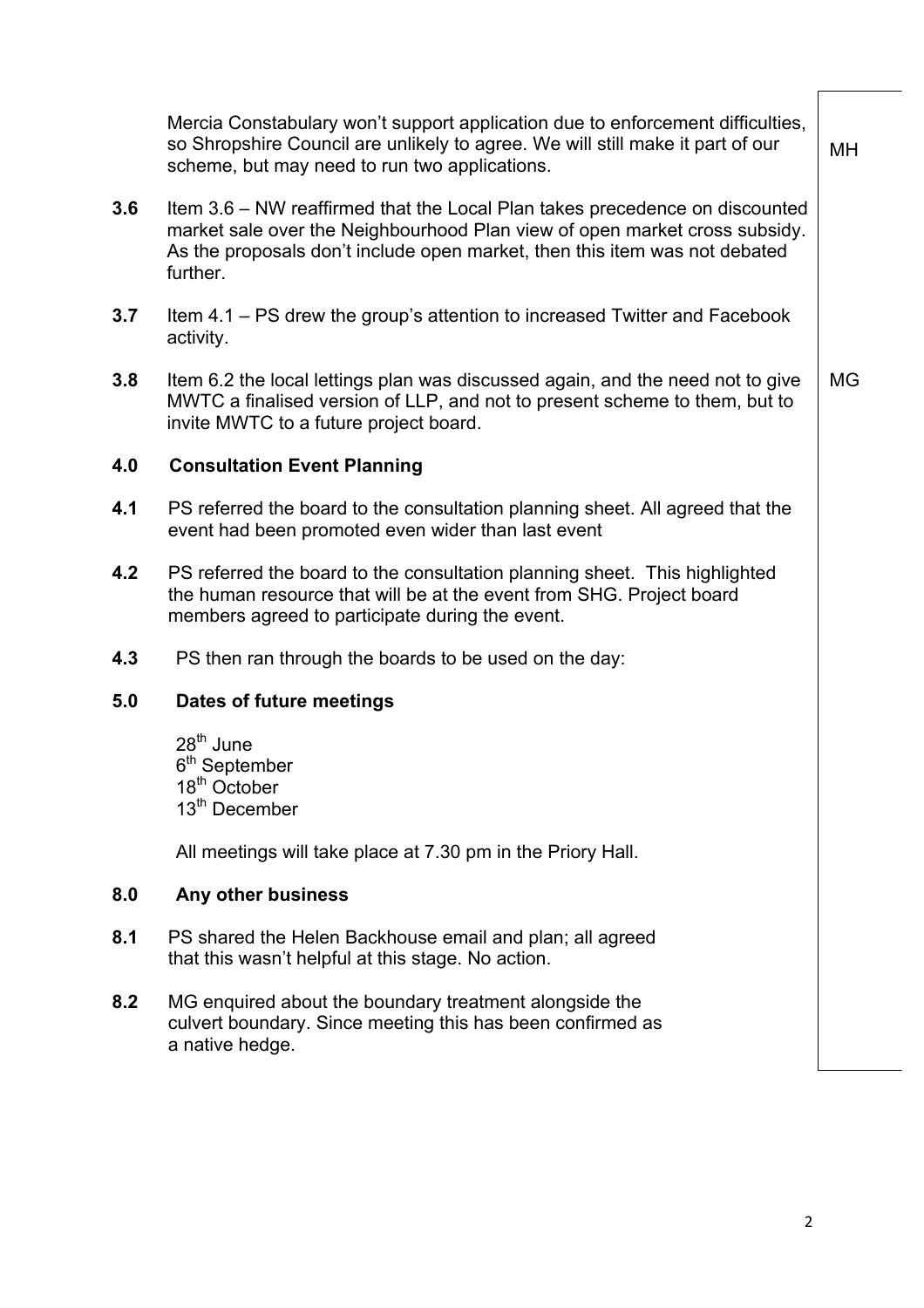| | | |
|---|---|---|
| | Mercia Constabulary won't support application due to enforcement difficulties, so Shropshire Council are unlikely to agree. We will still make it part of our scheme, but may need to run two applications. | MH |
| **3.6** | Item 3.6 – NW reaffirmed that the Local Plan takes precedence on discounted market sale over the Neighbourhood Plan view of open market cross subsidy. As the proposals don't include open market, then this item was not debated further. | |
| **3.7** | Item 4.1 – PS drew the group's attention to increased Twitter and Facebook activity. | |
| **3.8** | Item 6.2 the local lettings plan was discussed again, and the need not to give MWTC a finalised version of LLP, and not to present scheme to them, but to invite MWTC to a future project board. | MG |
| **4.0** | **Consultation Event Planning** | |
| **4.1** | PS referred the board to the consultation planning sheet. All agreed that the event had been promoted even wider than last event | |
| **4.2** | PS referred the board to the consultation planning sheet. This highlighted the human resource that will be at the event from SHG. Project board members agreed to participate during the event. | |
| **4.3** | PS then ran through the boards to be used on the day: | |
| **5.0** | **Dates of future meetings** | |
| | 28th June<br>6th September<br>18th October<br>13th December<br><br>All meetings will take place at 7.30 pm in the Priory Hall. | |
| **8.0** | **Any other business** | |
| **8.1** | PS shared the Helen Backhouse email and plan; all agreed that this wasn't helpful at this stage. No action. | |
| **8.2** | MG enquired about the boundary treatment alongside the culvert boundary. Since meeting this has been confirmed as a native hedge. | |